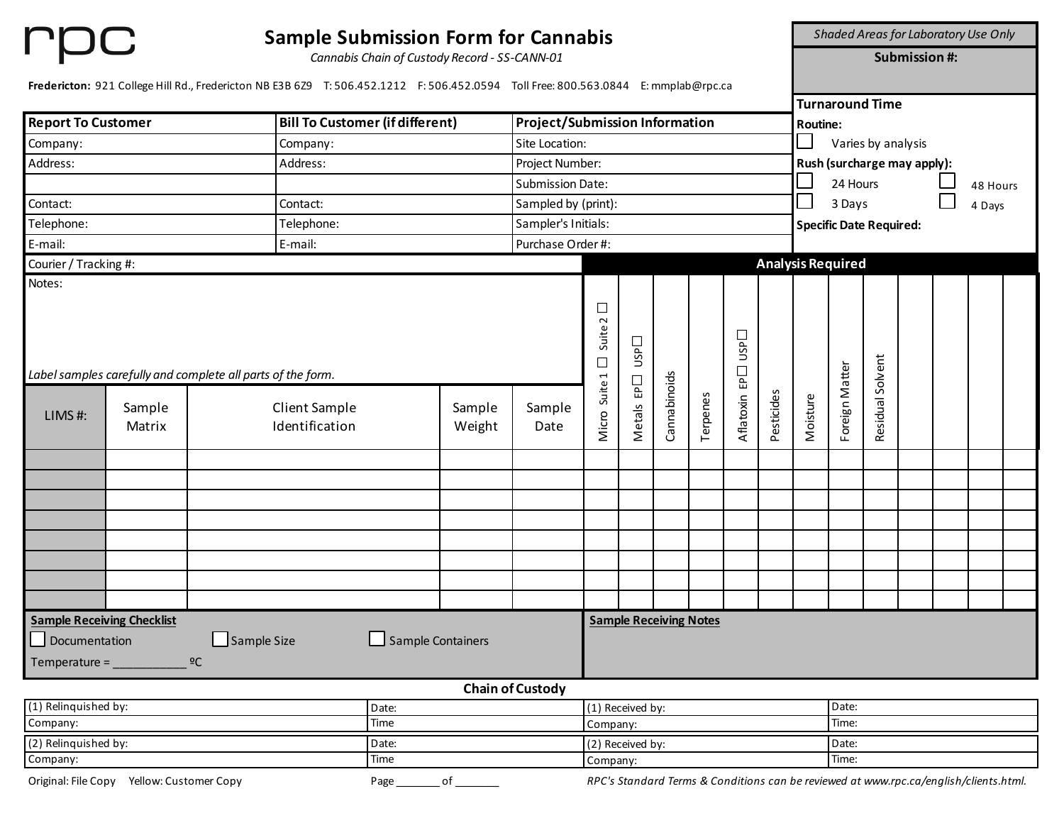rpc

# Sample Submission Form for Cannabis

*Cannabis Chain of Custody Record - SS-CANN-01*

**Fredericton:** 921 College Hill Rd., Fredericton NB E3B 6Z9 T: 506.452.1212 F: 506.452.0594 Toll Free: 800.563.0844 E: mmplab@rpc.ca

*Shaded Areas for Laboratory Use Only*

**Submission #:**

**Turnaround Time**

**Routine:**

☐ Varies by analysis

**Rush (surcharge may apply):**

☐ 24 Hours ☐ 48 Hours

☐ 3 Days ☐ 4 Days

**Specific Date Required:**

| **Report To Customer** | **Bill To Customer (if different)** | **Project/Submission Information** |
|---|---|---|
| Company: | Company: | Site Location: |
| Address: | Address: | Project Number: |
| | | Submission Date: |
| Contact: | Contact: | Sampled by (print): |
| Telephone: | Telephone: | Sampler's Initials: |
| E-mail: | E-mail: | Purchase Order #: |

Courier / Tracking #:

Notes:

*Label samples carefully and complete all parts of the form.*

**Analysis Required**

| LIMS #: | Sample Matrix | Client Sample Identification | Sample Weight | Sample Date | Micro Suite 1 ☐ Suite 2 ☐ | Metals EP☐ USP☐ | Cannabinoids | Terpenes | Aflatoxin EP☐ USP☐ | Pesticides | Moisture | Foreign Matter | Residual Solvent | | | | |
|---|---|---|---|---|---|---|---|---|---|---|---|---|---|---|---|---|---|
| | | | | | | | | | | | | | | | | | |
| | | | | | | | | | | | | | | | | | |
| | | | | | | | | | | | | | | | | | |
| | | | | | | | | | | | | | | | | | |
| | | | | | | | | | | | | | | | | | |
| | | | | | | | | | | | | | | | | | |
| | | | | | | | | | | | | | | | | | |
| | | | | | | | | | | | | | | | | | |

**Sample Receiving Checklist**

☐ Documentation ☐ Sample Size ☐ Sample Containers

Temperature = ___________ ºC

**Sample Receiving Notes**

**Chain of Custody**

| | | | |
|---|---|---|---|
| (1) Relinquished by: | Date: | (1) Received by: | Date: |
| Company: | Time | Company: | Time: |
| (2) Relinquished by: | Date: | (2) Received by: | Date: |
| Company: | Time | Company: | Time: |

Original: File Copy Yellow: Customer Copy

Page _______ of _______

*RPC's Standard Terms & Conditions can be reviewed at www.rpc.ca/english/clients.html.*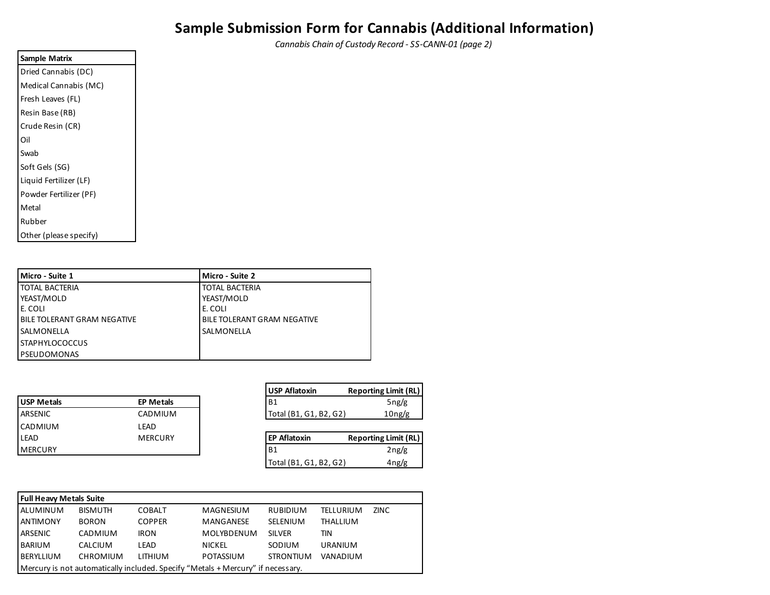# Sample Submission Form for Cannabis (Additional Information)

*Cannabis Chain of Custody Record - SS-CANN-01 (page 2)*

| Sample Matrix |
|---|
| Dried Cannabis (DC) |
| Medical Cannabis (MC) |
| Fresh Leaves (FL) |
| Resin Base (RB) |
| Crude Resin (CR) |
| Oil |
| Swab |
| Soft Gels (SG) |
| Liquid Fertilizer (LF) |
| Powder Fertilizer (PF) |
| Metal |
| Rubber |
| Other (please specify) |

| Micro - Suite 1 | Micro - Suite 2 |
|---|---|
| TOTAL BACTERIA | TOTAL BACTERIA |
| YEAST/MOLD | YEAST/MOLD |
| E. COLI | E. COLI |
| BILE TOLERANT GRAM NEGATIVE | BILE TOLERANT GRAM NEGATIVE |
| SALMONELLA | SALMONELLA |
| STAPHYLOCOCCUS | |
| PSEUDOMONAS | |

| USP Metals | EP Metals |
|---|---|
| ARSENIC | CADMIUM |
| CADMIUM | LEAD |
| LEAD | MERCURY |
| MERCURY | |

| USP Aflatoxin | Reporting Limit (RL) |
|---|---|
| B1 | 5ng/g |
| Total (B1, G1, B2, G2) | 10ng/g |

| EP Aflatoxin | Reporting Limit (RL) |
|---|---|
| B1 | 2ng/g |
| Total (B1, G1, B2, G2) | 4ng/g |

| Full Heavy Metals Suite | | | | | | |
|---|---|---|---|---|---|---|
| ALUMINUM | BISMUTH | COBALT | MAGNESIUM | RUBIDIUM | TELLURIUM | ZINC |
| ANTIMONY | BORON | COPPER | MANGANESE | SELENIUM | THALLIUM | |
| ARSENIC | CADMIUM | IRON | MOLYBDENUM | SILVER | TIN | |
| BARIUM | CALCIUM | LEAD | NICKEL | SODIUM | URANIUM | |
| BERYLLIUM | CHROMIUM | LITHIUM | POTASSIUM | STRONTIUM | VANADIUM | |
| Mercury is not automatically included. Specify "Metals + Mercury" if necessary. | | | | | | |